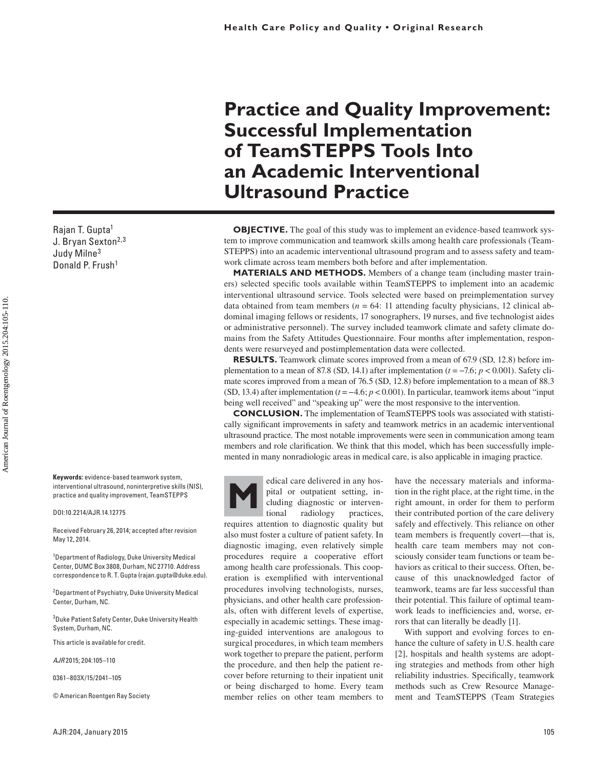# Practice and Quality Improvement: Successful Implementation of TeamSTEPPS Tools Into an Academic Interventional Ultrasound Practice

Rajan T. Gupta[1]
J. Bryan Sexton[2,3]
Judy Milne[3]
Donald P. Frush[1]

**OBJECTIVE.** The goal of this study was to implement an evidence-based teamwork system to improve communication and teamwork skills among health care professionals (TeamSTEPPS) into an academic interventional ultrasound program and to assess safety and teamwork climate across team members both before and after implementation.

**MATERIALS AND METHODS.** Members of a change team (including master trainers) selected specific tools available within TeamSTEPPS to implement into an academic interventional ultrasound service. Tools selected were based on preimplementation survey data obtained from team members ($n = 64$: 11 attending faculty physicians, 12 clinical abdominal imaging fellows or residents, 17 sonographers, 19 nurses, and five technologist aides or administrative personnel). The survey included teamwork climate and safety climate domains from the Safety Attitudes Questionnaire. Four months after implementation, respondents were resurveyed and postimplementation data were collected.

**RESULTS.** Teamwork climate scores improved from a mean of 67.9 (SD, 12.8) before implementation to a mean of 87.8 (SD, 14.1) after implementation ($t = −7.6$; $p < 0.001$). Safety climate scores improved from a mean of 76.5 (SD, 12.8) before implementation to a mean of 88.3 (SD, 13.4) after implementation ($t = −4.6$; $p < 0.001$). In particular, teamwork items about "input being well received" and "speaking up" were the most responsive to the intervention.

**CONCLUSION.** The implementation of TeamSTEPPS tools was associated with statistically significant improvements in safety and teamwork metrics in an academic interventional ultrasound practice. The most notable improvements were seen in communication among team members and role clarification. We think that this model, which has been successfully implemented in many nonradiologic areas in medical care, is also applicable in imaging practice.

**Keywords:** evidence-based teamwork system, interventional ultrasound, noninterpretive skills (NIS), practice and quality improvement, TeamSTEPPS

DOI:10.2214/AJR.14.12775

Received February 26, 2014; accepted after revision May 12, 2014.

[1]Department of Radiology, Duke University Medical Center, DUMC Box 3808, Durham, NC 27710. Address correspondence to R. T. Gupta (rajan.gupta@duke.edu).

[2]Department of Psychiatry, Duke University Medical Center, Durham, NC.

[3]Duke Patient Safety Center, Duke University Health System, Durham, NC.

This article is available for credit.

*AJR* 2015; 204:105–110

0361–803X/15/2041–105

© American Roentgen Ray Society

Medical care delivered in any hospital or outpatient setting, including diagnostic or interventional radiology practices, requires attention to diagnostic quality but also must foster a culture of patient safety. In diagnostic imaging, even relatively simple procedures require a cooperative effort among health care professionals. This cooperation is exemplified with interventional procedures involving technologists, nurses, physicians, and other health care professionals, often with different levels of expertise, especially in academic settings. These imaging-guided interventions are analogous to surgical procedures, in which team members work together to prepare the patient, perform the procedure, and then help the patient recover before returning to their inpatient unit or being discharged to home. Every team member relies on other team members to have the necessary materials and information in the right place, at the right time, in the right amount, in order for them to perform their contributed portion of the care delivery safely and effectively. This reliance on other team members is frequently covert—that is, health care team members may not consciously consider team functions or team behaviors as critical to their success. Often, because of this unacknowledged factor of teamwork, teams are far less successful than their potential. This failure of optimal teamwork leads to inefficiencies and, worse, errors that can literally be deadly [1].

With support and evolving forces to enhance the culture of safety in U.S. health care [2], hospitals and health systems are adopting strategies and methods from other high reliability industries. Specifically, teamwork methods such as Crew Resource Management and TeamSTEPPS (Team Strategies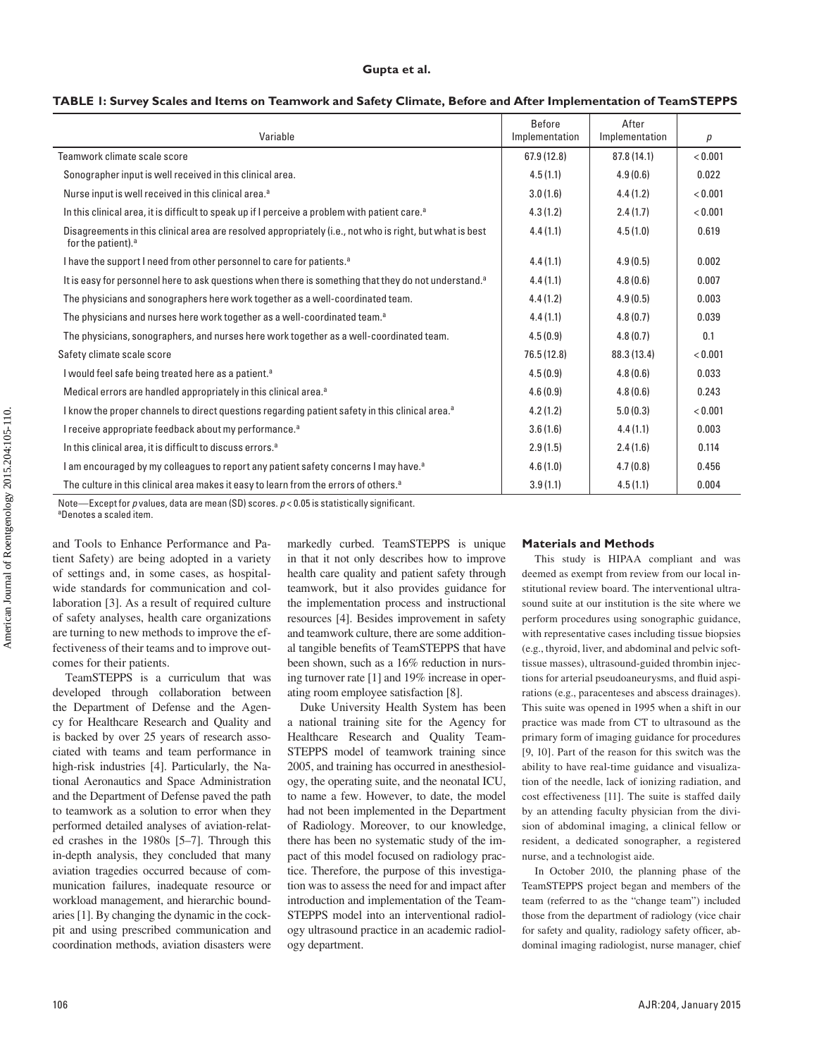**TABLE 1: Survey Scales and Items on Teamwork and Safety Climate, Before and After Implementation of TeamSTEPPS**

| Variable | Before Implementation | After Implementation | *p* |
|---|---|---|---|
| Teamwork climate scale score | 67.9 (12.8) | 87.8 (14.1) | < 0.001 |
| Sonographer input is well received in this clinical area. | 4.5 (1.1) | 4.9 (0.6) | 0.022 |
| Nurse input is well received in this clinical area.[a] | 3.0 (1.6) | 4.4 (1.2) | < 0.001 |
| In this clinical area, it is difficult to speak up if I perceive a problem with patient care.[a] | 4.3 (1.2) | 2.4 (1.7) | < 0.001 |
| Disagreements in this clinical area are resolved appropriately (i.e., not who is right, but what is best for the patient).[a] | 4.4 (1.1) | 4.5 (1.0) | 0.619 |
| I have the support I need from other personnel to care for patients.[a] | 4.4 (1.1) | 4.9 (0.5) | 0.002 |
| It is easy for personnel here to ask questions when there is something that they do not understand.[a] | 4.4 (1.1) | 4.8 (0.6) | 0.007 |
| The physicians and sonographers here work together as a well-coordinated team. | 4.4 (1.2) | 4.9 (0.5) | 0.003 |
| The physicians and nurses here work together as a well-coordinated team.[a] | 4.4 (1.1) | 4.8 (0.7) | 0.039 |
| The physicians, sonographers, and nurses here work together as a well-coordinated team. | 4.5 (0.9) | 4.8 (0.7) | 0.1 |
| Safety climate scale score | 76.5 (12.8) | 88.3 (13.4) | < 0.001 |
| I would feel safe being treated here as a patient.[a] | 4.5 (0.9) | 4.8 (0.6) | 0.033 |
| Medical errors are handled appropriately in this clinical area.[a] | 4.6 (0.9) | 4.8 (0.6) | 0.243 |
| I know the proper channels to direct questions regarding patient safety in this clinical area.[a] | 4.2 (1.2) | 5.0 (0.3) | < 0.001 |
| I receive appropriate feedback about my performance.[a] | 3.6 (1.6) | 4.4 (1.1) | 0.003 |
| In this clinical area, it is difficult to discuss errors.[a] | 2.9 (1.5) | 2.4 (1.6) | 0.114 |
| I am encouraged by my colleagues to report any patient safety concerns I may have.[a] | 4.6 (1.0) | 4.7 (0.8) | 0.456 |
| The culture in this clinical area makes it easy to learn from the errors of others.[a] | 3.9 (1.1) | 4.5 (1.1) | 0.004 |

Note—Except for *p* values, data are mean (SD) scores. $p < 0.05$ is statistically significant.
[a]Denotes a scaled item.

and Tools to Enhance Performance and Patient Safety) are being adopted in a variety of settings and, in some cases, as hospital-wide standards for communication and collaboration [3]. As a result of required culture of safety analyses, health care organizations are turning to new methods to improve the effectiveness of their teams and to improve outcomes for their patients.

TeamSTEPPS is a curriculum that was developed through collaboration between the Department of Defense and the Agency for Healthcare Research and Quality and is backed by over 25 years of research associated with teams and team performance in high-risk industries [4]. Particularly, the National Aeronautics and Space Administration and the Department of Defense paved the path to teamwork as a solution to error when they performed detailed analyses of aviation-related crashes in the 1980s [5–7]. Through this in-depth analysis, they concluded that many aviation tragedies occurred because of communication failures, inadequate resource or workload management, and hierarchic boundaries [1]. By changing the dynamic in the cockpit and using prescribed communication and coordination methods, aviation disasters were markedly curbed. TeamSTEPPS is unique in that it not only describes how to improve health care quality and patient safety through teamwork, but it also provides guidance for the implementation process and instructional resources [4]. Besides improvement in safety and teamwork culture, there are some additional tangible benefits of TeamSTEPPS that have been shown, such as a 16% reduction in nursing turnover rate [1] and 19% increase in operating room employee satisfaction [8].

Duke University Health System has been a national training site for the Agency for Healthcare Research and Quality TeamSTEPPS model of teamwork training since 2005, and training has occurred in anesthesiology, the operating suite, and the neonatal ICU, to name a few. However, to date, the model had not been implemented in the Department of Radiology. Moreover, to our knowledge, there has been no systematic study of the impact of this model focused on radiology practice. Therefore, the purpose of this investigation was to assess the need for and impact after introduction and implementation of the TeamSTEPPS model into an interventional radiology ultrasound practice in an academic radiology department.

## Materials and Methods

This study is HIPAA compliant and was deemed as exempt from review from our local institutional review board. The interventional ultrasound suite at our institution is the site where we perform procedures using sonographic guidance, with representative cases including tissue biopsies (e.g., thyroid, liver, and abdominal and pelvic soft-tissue masses), ultrasound-guided thrombin injections for arterial pseudoaneurysms, and fluid aspirations (e.g., paracenteses and abscess drainages). This suite was opened in 1995 when a shift in our practice was made from CT to ultrasound as the primary form of imaging guidance for procedures [9, 10]. Part of the reason for this switch was the ability to have real-time guidance and visualization of the needle, lack of ionizing radiation, and cost effectiveness [11]. The suite is staffed daily by an attending faculty physician from the division of abdominal imaging, a clinical fellow or resident, a dedicated sonographer, a registered nurse, and a technologist aide.

In October 2010, the planning phase of the TeamSTEPPS project began and members of the team (referred to as the "change team") included those from the department of radiology (vice chair for safety and quality, radiology safety officer, abdominal imaging radiologist, nurse manager, chief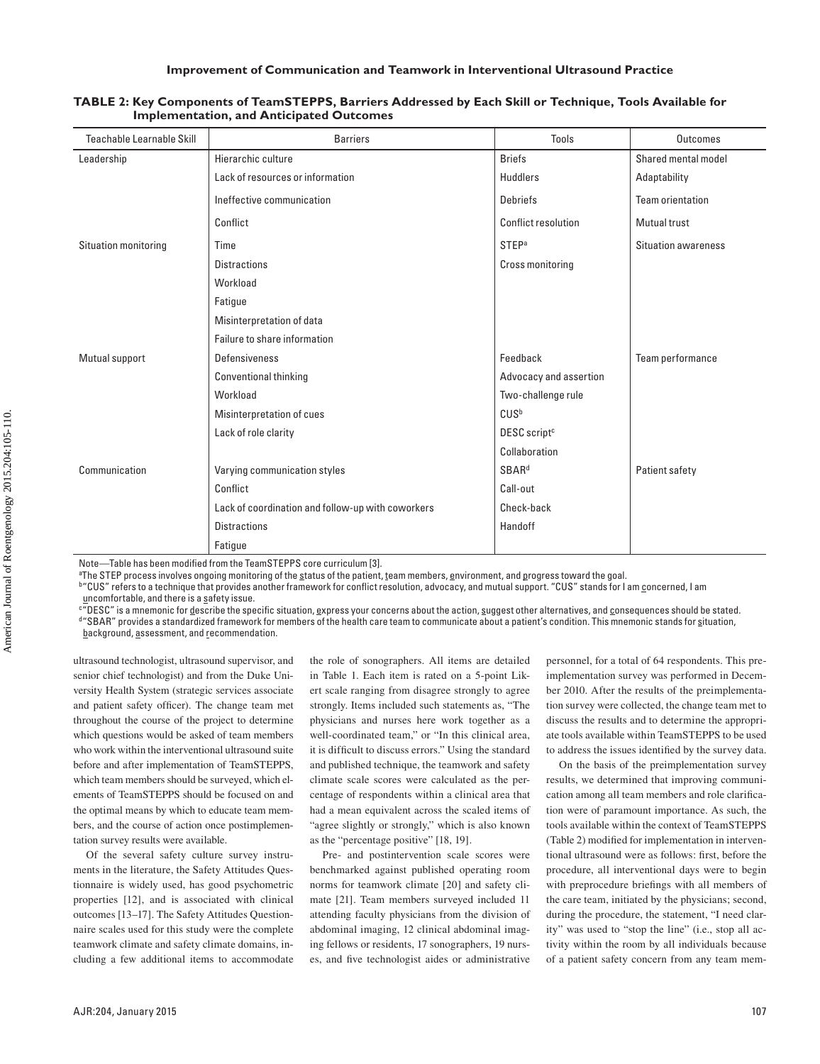**TABLE 2: Key Components of TeamSTEPPS, Barriers Addressed by Each Skill or Technique, Tools Available for Implementation, and Anticipated Outcomes**

| Teachable Learnable Skill | Barriers | Tools | Outcomes |
|---|---|---|---|
| Leadership | Hierarchic culture | Briefs | Shared mental model |
| | Lack of resources or information | Huddlers | Adaptability |
| | Ineffective communication | Debriefs | Team orientation |
| | Conflict | Conflict resolution | Mutual trust |
| Situation monitoring | Time | STEP[a] | Situation awareness |
| | Distractions | Cross monitoring | |
| | Workload | | |
| | Fatigue | | |
| | Misinterpretation of data | | |
| | Failure to share information | | |
| Mutual support | Defensiveness | Feedback | Team performance |
| | Conventional thinking | Advocacy and assertion | |
| | Workload | Two-challenge rule | |
| | Misinterpretation of cues | CUS[b] | |
| | Lack of role clarity | DESC script[c] | |
| | | Collaboration | |
| Communication | Varying communication styles | SBAR[d] | Patient safety |
| | Conflict | Call-out | |
| | Lack of coordination and follow-up with coworkers | Check-back | |
| | Distractions | Handoff | |
| | Fatigue | | |

Note—Table has been modified from the TeamSTEPPS core curriculum [3].

[a]The STEP process involves ongoing monitoring of the status of the patient, team members, environment, and progress toward the goal.

[b]"CUS" refers to a technique that provides another framework for conflict resolution, advocacy, and mutual support. "CUS" stands for I am concerned, I am uncomfortable, and there is a safety issue.

[c]"DESC" is a mnemonic for describe the specific situation, express your concerns about the action, suggest other alternatives, and consequences should be stated.

[d]"SBAR" provides a standardized framework for members of the health care team to communicate about a patient's condition. This mnemonic stands for situation, background, assessment, and recommendation.

ultrasound technologist, ultrasound supervisor, and senior chief technologist) and from the Duke University Health System (strategic services associate and patient safety officer). The change team met throughout the course of the project to determine which questions would be asked of team members who work within the interventional ultrasound suite before and after implementation of TeamSTEPPS, which team members should be surveyed, which elements of TeamSTEPPS should be focused on and the optimal means by which to educate team members, and the course of action once postimplementation survey results were available.

Of the several safety culture survey instruments in the literature, the Safety Attitudes Questionnaire is widely used, has good psychometric properties [12], and is associated with clinical outcomes [13–17]. The Safety Attitudes Questionnaire scales used for this study were the complete teamwork climate and safety climate domains, including a few additional items to accommodate the role of sonographers. All items are detailed in Table 1. Each item is rated on a 5-point Likert scale ranging from disagree strongly to agree strongly. Items included such statements as, "The physicians and nurses here work together as a well-coordinated team," or "In this clinical area, it is difficult to discuss errors." Using the standard and published technique, the teamwork and safety climate scale scores were calculated as the percentage of respondents within a clinical area that had a mean equivalent across the scaled items of "agree slightly or strongly," which is also known as the "percentage positive" [18, 19].

Pre- and postintervention scale scores were benchmarked against published operating room norms for teamwork climate [20] and safety climate [21]. Team members surveyed included 11 attending faculty physicians from the division of abdominal imaging, 12 clinical abdominal imaging fellows or residents, 17 sonographers, 19 nurses, and five technologist aides or administrative personnel, for a total of 64 respondents. This preimplementation survey was performed in December 2010. After the results of the preimplementation survey were collected, the change team met to discuss the results and to determine the appropriate tools available within TeamSTEPPS to be used to address the issues identified by the survey data.

On the basis of the preimplementation survey results, we determined that improving communication among all team members and role clarification were of paramount importance. As such, the tools available within the context of TeamSTEPPS (Table 2) modified for implementation in interventional ultrasound were as follows: first, before the procedure, all interventional days were to begin with preprocedure briefings with all members of the care team, initiated by the physicians; second, during the procedure, the statement, "I need clarity" was used to "stop the line" (i.e., stop all activity within the room by all individuals because of a patient safety concern from any team mem-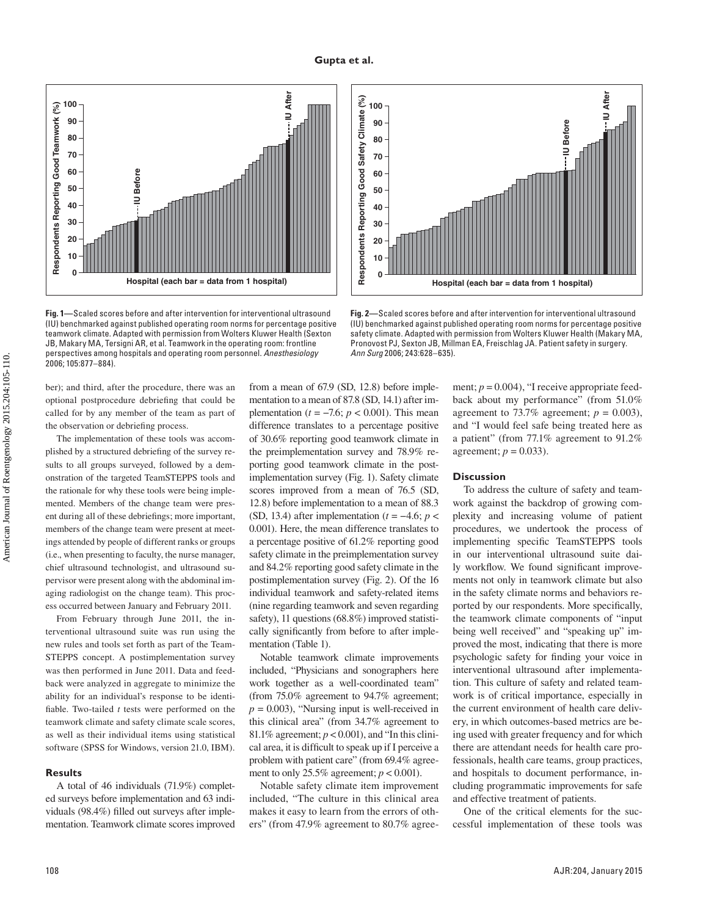Fig. 1—Scaled scores before and after intervention for interventional ultrasound (IU) benchmarked against published operating room norms for percentage positive teamwork climate. Adapted with permission from Wolters Kluwer Health (Sexton JB, Makary MA, Tersigni AR, et al. Teamwork in the operating room: frontline perspectives among hospitals and operating room personnel. *Anesthesiology* 2006; 105:877–884).

Fig. 2—Scaled scores before and after intervention for interventional ultrasound (IU) benchmarked against published operating room norms for percentage positive safety climate. Adapted with permission from Wolters Kluwer Health (Makary MA, Pronovost PJ, Sexton JB, Millman EA, Freischlag JA. Patient safety in surgery. *Ann Surg* 2006; 243:628–635).

ber); and third, after the procedure, there was an optional postprocedure debriefing that could be called for by any member of the team as part of the observation or debriefing process.

The implementation of these tools was accomplished by a structured debriefing of the survey results to all groups surveyed, followed by a demonstration of the targeted TeamSTEPPS tools and the rationale for why these tools were being implemented. Members of the change team were present during all of these debriefings; more important, members of the change team were present at meetings attended by people of different ranks or groups (i.e., when presenting to faculty, the nurse manager, chief ultrasound technologist, and ultrasound supervisor were present along with the abdominal imaging radiologist on the change team). This process occurred between January and February 2011.

From February through June 2011, the interventional ultrasound suite was run using the new rules and tools set forth as part of the TeamSTEPPS concept. A postimplementation survey was then performed in June 2011. Data and feedback were analyzed in aggregate to minimize the ability for an individual's response to be identifiable. Two-tailed *t* tests were performed on the teamwork climate and safety climate scale scores, as well as their individual items using statistical software (SPSS for Windows, version 21.0, IBM).

## Results

A total of 46 individuals (71.9%) completed surveys before implementation and 63 individuals (98.4%) filled out surveys after implementation. Teamwork climate scores improved from a mean of 67.9 (SD, 12.8) before implementation to a mean of 87.8 (SD, 14.1) after implementation ($t = -7.6$; $p < 0.001$). This mean difference translates to a percentage positive of 30.6% reporting good teamwork climate in the preimplementation survey and 78.9% reporting good teamwork climate in the postimplementation survey (Fig. 1). Safety climate scores improved from a mean of 76.5 (SD, 12.8) before implementation to a mean of 88.3 (SD, 13.4) after implementation ($t = -4.6$; $p < 0.001$). Here, the mean difference translates to a percentage positive of 61.2% reporting good safety climate in the preimplementation survey and 84.2% reporting good safety climate in the postimplementation survey (Fig. 2). Of the 16 individual teamwork and safety-related items (nine regarding teamwork and seven regarding safety), 11 questions (68.8%) improved statistically significantly from before to after implementation (Table 1).

Notable teamwork climate improvements included, "Physicians and sonographers here work together as a well-coordinated team" (from 75.0% agreement to 94.7% agreement; $p = 0.003$), "Nursing input is well-received in this clinical area" (from 34.7% agreement to 81.1% agreement; $p < 0.001$), and "In this clinical area, it is difficult to speak up if I perceive a problem with patient care" (from 69.4% agreement to only 25.5% agreement; $p < 0.001$).

Notable safety climate item improvement included, "The culture in this clinical area makes it easy to learn from the errors of others" (from 47.9% agreement to 80.7% agreement; $p = 0.004$), "I receive appropriate feedback about my performance" (from 51.0% agreement to 73.7% agreement; $p = 0.003$), and "I would feel safe being treated here as a patient" (from 77.1% agreement to 91.2% agreement; $p = 0.033$).

## Discussion

To address the culture of safety and teamwork against the backdrop of growing complexity and increasing volume of patient procedures, we undertook the process of implementing specific TeamSTEPPS tools in our interventional ultrasound suite daily workflow. We found significant improvements not only in teamwork climate but also in the safety climate norms and behaviors reported by our respondents. More specifically, the teamwork climate components of "input being well received" and "speaking up" improved the most, indicating that there is more psychologic safety for finding your voice in interventional ultrasound after implementation. This culture of safety and related teamwork is of critical importance, especially in the current environment of health care delivery, in which outcomes-based metrics are being used with greater frequency and for which there are attendant needs for health care professionals, health care teams, group practices, and hospitals to document performance, including programmatic improvements for safe and effective treatment of patients.

One of the critical elements for the successful implementation of these tools was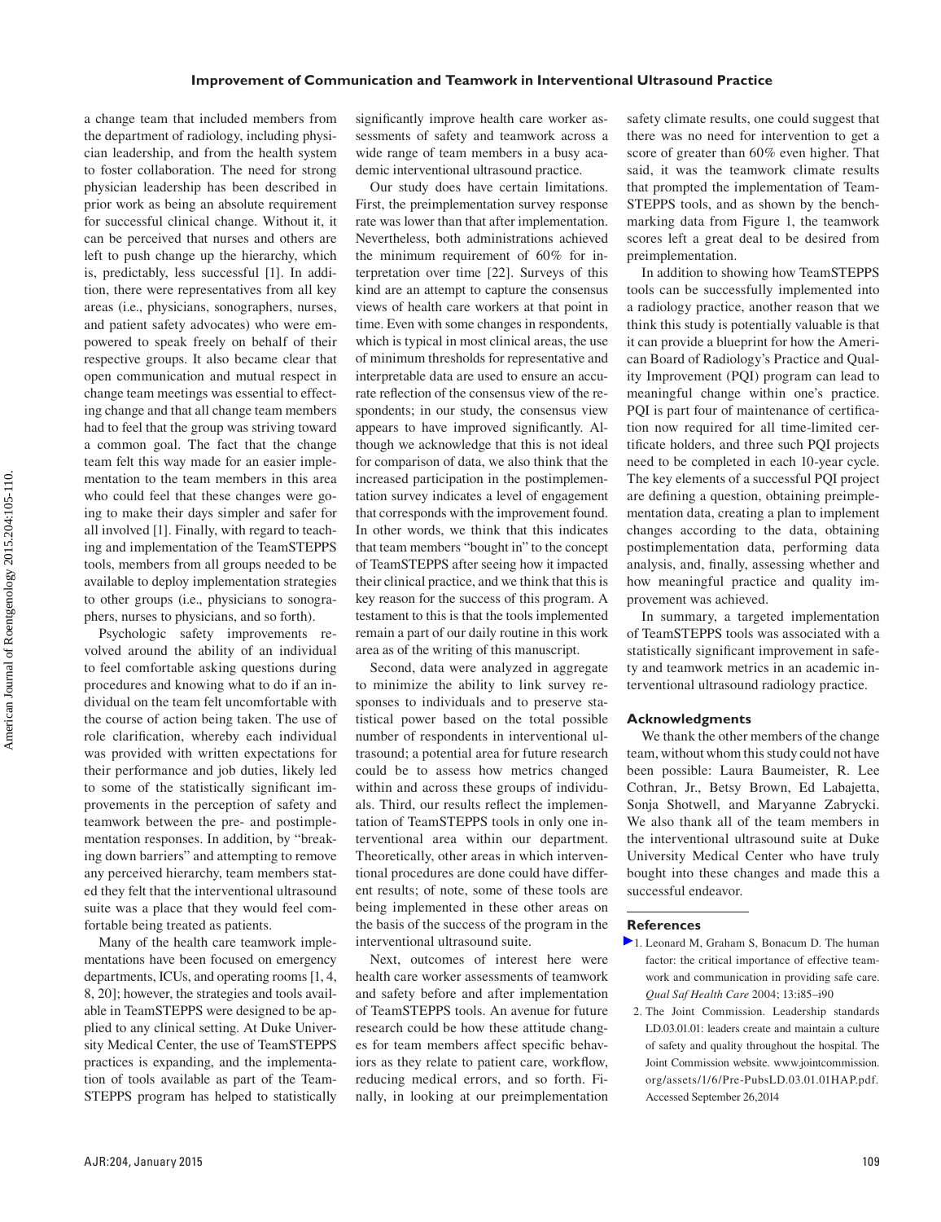a change team that included members from the department of radiology, including physician leadership, and from the health system to foster collaboration. The need for strong physician leadership has been described in prior work as being an absolute requirement for successful clinical change. Without it, it can be perceived that nurses and others are left to push change up the hierarchy, which is, predictably, less successful [1]. In addition, there were representatives from all key areas (i.e., physicians, sonographers, nurses, and patient safety advocates) who were empowered to speak freely on behalf of their respective groups. It also became clear that open communication and mutual respect in change team meetings was essential to effecting change and that all change team members had to feel that the group was striving toward a common goal. The fact that the change team felt this way made for an easier implementation to the team members in this area who could feel that these changes were going to make their days simpler and safer for all involved [1]. Finally, with regard to teaching and implementation of the TeamSTEPPS tools, members from all groups needed to be available to deploy implementation strategies to other groups (i.e., physicians to sonographers, nurses to physicians, and so forth).

Psychologic safety improvements revolved around the ability of an individual to feel comfortable asking questions during procedures and knowing what to do if an individual on the team felt uncomfortable with the course of action being taken. The use of role clarification, whereby each individual was provided with written expectations for their performance and job duties, likely led to some of the statistically significant improvements in the perception of safety and teamwork between the pre- and postimplementation responses. In addition, by "breaking down barriers" and attempting to remove any perceived hierarchy, team members stated they felt that the interventional ultrasound suite was a place that they would feel comfortable being treated as patients.

Many of the health care teamwork implementations have been focused on emergency departments, ICUs, and operating rooms [1, 4, 8, 20]; however, the strategies and tools available in TeamSTEPPS were designed to be applied to any clinical setting. At Duke University Medical Center, the use of TeamSTEPPS practices is expanding, and the implementation of tools available as part of the TeamSTEPPS program has helped to statistically significantly improve health care worker assessments of safety and teamwork across a wide range of team members in a busy academic interventional ultrasound practice.

Our study does have certain limitations. First, the preimplementation survey response rate was lower than that after implementation. Nevertheless, both administrations achieved the minimum requirement of 60% for interpretation over time [22]. Surveys of this kind are an attempt to capture the consensus views of health care workers at that point in time. Even with some changes in respondents, which is typical in most clinical areas, the use of minimum thresholds for representative and interpretable data are used to ensure an accurate reflection of the consensus view of the respondents; in our study, the consensus view appears to have improved significantly. Although we acknowledge that this is not ideal for comparison of data, we also think that the increased participation in the postimplementation survey indicates a level of engagement that corresponds with the improvement found. In other words, we think that this indicates that team members "bought in" to the concept of TeamSTEPPS after seeing how it impacted their clinical practice, and we think that this is key reason for the success of this program. A testament to this is that the tools implemented remain a part of our daily routine in this work area as of the writing of this manuscript.

Second, data were analyzed in aggregate to minimize the ability to link survey responses to individuals and to preserve statistical power based on the total possible number of respondents in interventional ultrasound; a potential area for future research could be to assess how metrics changed within and across these groups of individuals. Third, our results reflect the implementation of TeamSTEPPS tools in only one interventional area within our department. Theoretically, other areas in which interventional procedures are done could have different results; of note, some of these tools are being implemented in these other areas on the basis of the success of the program in the interventional ultrasound suite.

Next, outcomes of interest here were health care worker assessments of teamwork and safety before and after implementation of TeamSTEPPS tools. An avenue for future research could be how these attitude changes for team members affect specific behaviors as they relate to patient care, workflow, reducing medical errors, and so forth. Finally, in looking at our preimplementation safety climate results, one could suggest that there was no need for intervention to get a score of greater than 60% even higher. That said, it was the teamwork climate results that prompted the implementation of TeamSTEPPS tools, and as shown by the benchmarking data from Figure 1, the teamwork scores left a great deal to be desired from preimplementation.

In addition to showing how TeamSTEPPS tools can be successfully implemented into a radiology practice, another reason that we think this study is potentially valuable is that it can provide a blueprint for how the American Board of Radiology's Practice and Quality Improvement (PQI) program can lead to meaningful change within one's practice. PQI is part four of maintenance of certification now required for all time-limited certificate holders, and three such PQI projects need to be completed in each 10-year cycle. The key elements of a successful PQI project are defining a question, obtaining preimplementation data, creating a plan to implement changes according to the data, obtaining postimplementation data, performing data analysis, and, finally, assessing whether and how meaningful practice and quality improvement was achieved.

In summary, a targeted implementation of TeamSTEPPS tools was associated with a statistically significant improvement in safety and teamwork metrics in an academic interventional ultrasound radiology practice.

### Acknowledgments

We thank the other members of the change team, without whom this study could not have been possible: Laura Baumeister, R. Lee Cothran, Jr., Betsy Brown, Ed Labajetta, Sonja Shotwell, and Maryanne Zabrycki. We also thank all of the team members in the interventional ultrasound suite at Duke University Medical Center who have truly bought into these changes and made this a successful endeavor.

### References

1. Leonard M, Graham S, Bonacum D. The human factor: the critical importance of effective teamwork and communication in providing safe care. *Qual Saf Health Care* 2004; 13:i85–i90
2. The Joint Commission. Leadership standards LD.03.01.01: leaders create and maintain a culture of safety and quality throughout the hospital. The Joint Commission website. www.jointcommission.org/assets/1/6/Pre-PubsLD.03.01.01HAP.pdf. Accessed September 26,2014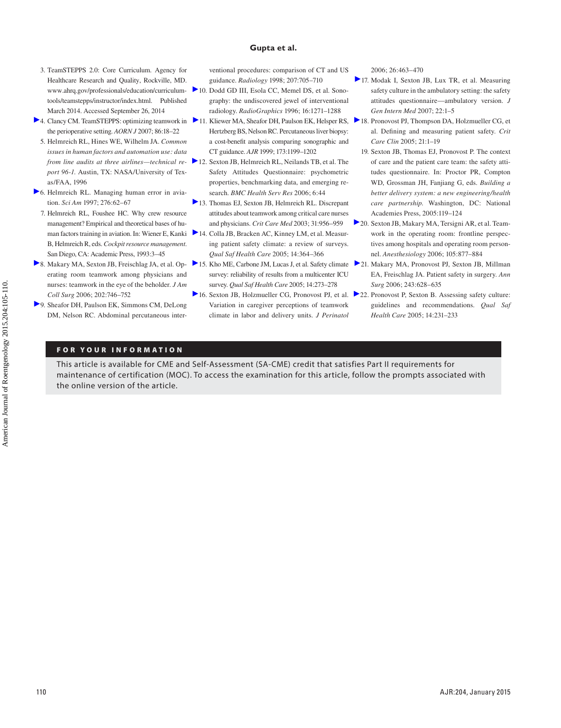3. TeamSTEPPS 2.0: Core Curriculum. Agency for Healthcare Research and Quality, Rockville, MD. www.ahrq.gov/professionals/education/curriculum-tools/teamstepps/instructor/index.html. Published March 2014. Accessed September 26, 2014
4. Clancy CM. TeamSTEPPS: optimizing teamwork in the perioperative setting. *AORN J* 2007; 86:18–22
5. Helmreich RL, Hines WE, Wilhelm JA. *Common issues in human factors and automation use: data from line audits at three airlines—technical report 96-1*. Austin, TX: NASA/University of Texas/FAA, 1996
6. Helmreich RL. Managing human error in aviation. *Sci Am* 1997; 276:62–67
7. Helmreich RL, Foushee HC. Why crew resource management? Empirical and theoretical bases of human factors training in aviation. In: Wiener E, Kanki B, Helmreich R, eds. *Cockpit resource management*. San Diego, CA: Academic Press, 1993:3–45
8. Makary MA, Sexton JB, Freischlag JA, et al. Operating room teamwork among physicians and nurses: teamwork in the eye of the beholder. *J Am Coll Surg* 2006; 202:746–752
9. Sheafor DH, Paulson EK, Simmons CM, DeLong DM, Nelson RC. Abdominal percutaneous interventional procedures: comparison of CT and US guidance. *Radiology* 1998; 207:705–710
10. Dodd GD III, Esola CC, Memel DS, et al. Sonography: the undiscovered jewel of interventional radiology. *RadioGraphics* 1996; 16:1271–1288
11. Kliewer MA, Sheafor DH, Paulson EK, Helsper RS, Hertzberg BS, Nelson RC. Percutaneous liver biopsy: a cost-benefit analysis comparing sonographic and CT guidance. *AJR* 1999; 173:1199–1202
12. Sexton JB, Helmreich RL, Neilands TB, et al. The Safety Attitudes Questionnaire: psychometric properties, benchmarking data, and emerging research. *BMC Health Serv Res* 2006; 6:44
13. Thomas EJ, Sexton JB, Helmreich RL. Discrepant attitudes about teamwork among critical care nurses and physicians. *Crit Care Med* 2003; 31:956–959
14. Colla JB, Bracken AC, Kinney LM, et al. Measuring patient safety climate: a review of surveys. *Qual Saf Health Care* 2005; 14:364–366
15. Kho ME, Carbone JM, Lucas J, et al. Safety climate survey: reliability of results from a multicenter ICU survey. *Qual Saf Health Care* 2005; 14:273–278
16. Sexton JB, Holzmueller CG, Pronovost PJ, et al. Variation in caregiver perceptions of teamwork climate in labor and delivery units. *J Perinatol* 2006; 26:463–470
17. Modak I, Sexton JB, Lux TR, et al. Measuring safety culture in the ambulatory setting: the safety attitudes questionnaire—ambulatory version. *J Gen Intern Med* 2007; 22:1–5
18. Pronovost PJ, Thompson DA, Holzmueller CG, et al. Defining and measuring patient safety. *Crit Care Clin* 2005; 21:1–19
19. Sexton JB, Thomas EJ, Pronovost P. The context of care and the patient care team: the safety attitudes questionnaire. In: Proctor PR, Compton WD, Grossman JH, Fanjiang G, eds. *Building a better delivery system: a new engineering/health care partnership*. Washington, DC: National Academies Press, 2005:119–124
20. Sexton JB, Makary MA, Tersigni AR, et al. Teamwork in the operating room: frontline perspectives among hospitals and operating room personnel. *Anesthesiology* 2006; 105:877–884
21. Makary MA, Pronovost PJ, Sexton JB, Millman EA, Freischlag JA. Patient safety in surgery. *Ann Surg* 2006; 243:628–635
22. Pronovost P, Sexton B. Assessing safety culture: guidelines and recommendations. *Qual Saf Health Care* 2005; 14:231–233

**FOR YOUR INFORMATION**

This article is available for CME and Self-Assessment (SA-CME) credit that satisfies Part II requirements for maintenance of certification (MOC). To access the examination for this article, follow the prompts associated with the online version of the article.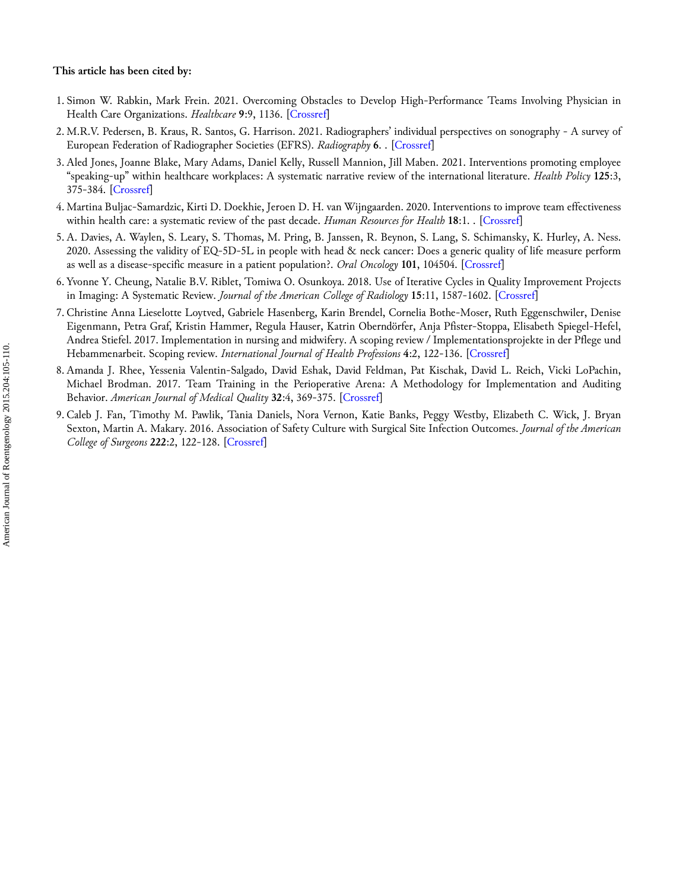**This article has been cited by:**

1. Simon W. Rabkin, Mark Frein. 2021. Overcoming Obstacles to Develop High-Performance Teams Involving Physician in Health Care Organizations. *Healthcare* **9**:9, 1136. [Crossref]
2. M.R.V. Pedersen, B. Kraus, R. Santos, G. Harrison. 2021. Radiographers' individual perspectives on sonography - A survey of European Federation of Radiographer Societies (EFRS). *Radiography* **6**. . [Crossref]
3. Aled Jones, Joanne Blake, Mary Adams, Daniel Kelly, Russell Mannion, Jill Maben. 2021. Interventions promoting employee "speaking-up" within healthcare workplaces: A systematic narrative review of the international literature. *Health Policy* **125**:3, 375-384. [Crossref]
4. Martina Buljac-Samardzic, Kirti D. Doekhie, Jeroen D. H. van Wijngaarden. 2020. Interventions to improve team effectiveness within health care: a systematic review of the past decade. *Human Resources for Health* **18**:1. . [Crossref]
5. A. Davies, A. Waylen, S. Leary, S. Thomas, M. Pring, B. Janssen, R. Beynon, S. Lang, S. Schimansky, K. Hurley, A. Ness. 2020. Assessing the validity of EQ-5D-5L in people with head & neck cancer: Does a generic quality of life measure perform as well as a disease-specific measure in a patient population?. *Oral Oncology* **101**, 104504. [Crossref]
6. Yvonne Y. Cheung, Natalie B.V. Riblet, Tomiwa O. Osunkoya. 2018. Use of Iterative Cycles in Quality Improvement Projects in Imaging: A Systematic Review. *Journal of the American College of Radiology* **15**:11, 1587-1602. [Crossref]
7. Christine Anna Lieselotte Loytved, Gabriele Hasenberg, Karin Brendel, Cornelia Bothe-Moser, Ruth Eggenschwiler, Denise Eigenmann, Petra Graf, Kristin Hammer, Regula Hauser, Katrin Oberndörfer, Anja Pfister-Stoppa, Elisabeth Spiegel-Hefel, Andrea Stiefel. 2017. Implementation in nursing and midwifery. A scoping review / Implementationsprojekte in der Pflege und Hebammenarbeit. Scoping review. *International Journal of Health Professions* **4**:2, 122-136. [Crossref]
8. Amanda J. Rhee, Yessenia Valentin-Salgado, David Eshak, David Feldman, Pat Kischak, David L. Reich, Vicki LoPachin, Michael Brodman. 2017. Team Training in the Perioperative Arena: A Methodology for Implementation and Auditing Behavior. *American Journal of Medical Quality* **32**:4, 369-375. [Crossref]
9. Caleb J. Fan, Timothy M. Pawlik, Tania Daniels, Nora Vernon, Katie Banks, Peggy Westby, Elizabeth C. Wick, J. Bryan Sexton, Martin A. Makary. 2016. Association of Safety Culture with Surgical Site Infection Outcomes. *Journal of the American College of Surgeons* **222**:2, 122-128. [Crossref]